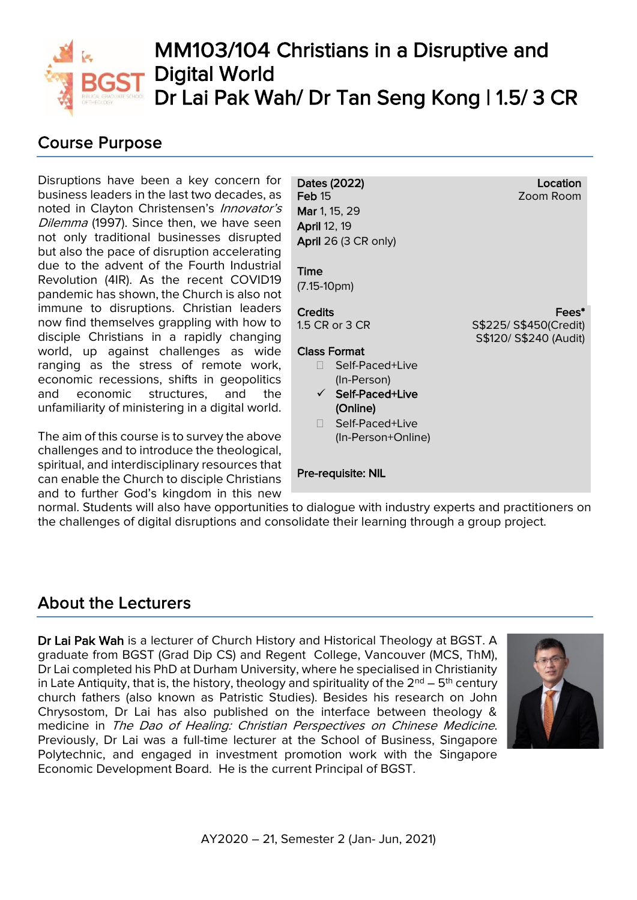# MM103/104 Christians in a Disruptive and Digital World

## Dr Lai Pak Wah/ Dr Tan Seng Kong | 1.5/ 3 CR

## Course Purpose

Disruptions have been a key concern for business leaders in the last two decades, as noted in Clayton Christensen's *Innovator's Dilemma* (1997). Since then, we have seen not only traditional businesses disrupted but also the pace of disruption accelerating due to the advent of the Fourth Industrial Revolution (4IR). As the recent COVID19 pandemic has shown, the Church is also not immune to disruptions. Christian leaders now find themselves grappling with how to disciple Christians in a rapidly changing world, up against challenges as wide ranging as the stress of remote work, economic recessions, shifts in geopolitics and economic structures, and the unfamiliarity of ministering in a digital world.

The aim of this course is to survey the above challenges and to introduce the theological, spiritual, and interdisciplinary resources that can enable the Church to disciple Christians and to further God's kingdom in this new normal. Students will also have opportunities to dialogue with industry experts and practitioners on the challenges of digital disruptions and consolidate their learning through a group project.

**Dates (2022)**
**Feb** 15
**Mar** 1, 15, 29
**April** 12, 19
**April** 26 (3 CR only)

**Location**
Zoom Room

**Time**
(7.15-10pm)

**Credits**
1.5 CR or 3 CR

**Fees***
S$225/ S$450(Credit)
S$120/ S$240 (Audit)

**Class Format**

- ☐ Self-Paced+Live (In-Person)
- ✓ **Self-Paced+Live (Online)**
- ☐ Self-Paced+Live (In-Person+Online)

**Pre-requisite: NIL**

## About the Lecturers

**Dr Lai Pak Wah** is a lecturer of Church History and Historical Theology at BGST. A graduate from BGST (Grad Dip CS) and Regent College, Vancouver (MCS, ThM), Dr Lai completed his PhD at Durham University, where he specialised in Christianity in Late Antiquity, that is, the history, theology and spirituality of the 2nd – 5th century church fathers (also known as Patristic Studies). Besides his research on John Chrysostom, Dr Lai has also published on the interface between theology & medicine in *The Dao of Healing: Christian Perspectives on Chinese Medicine*. Previously, Dr Lai was a full-time lecturer at the School of Business, Singapore Polytechnic, and engaged in investment promotion work with the Singapore Economic Development Board. He is the current Principal of BGST.

AY2020 – 21, Semester 2 (Jan- Jun, 2021)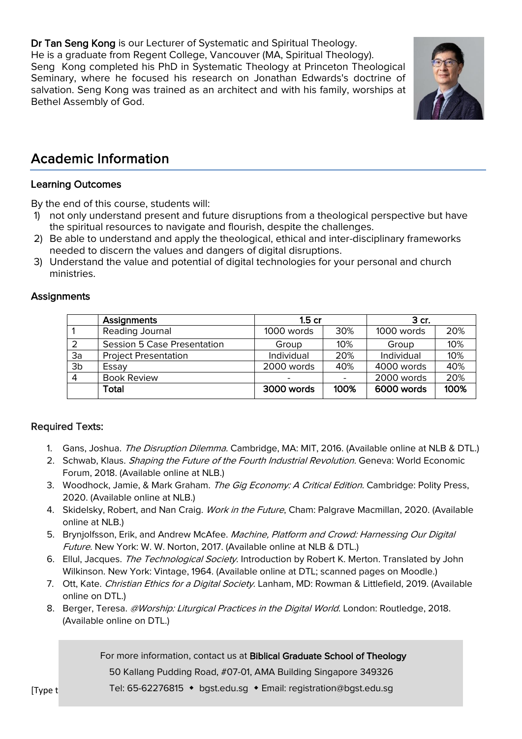**Dr Tan Seng Kong** is our Lecturer of Systematic and Spiritual Theology. He is a graduate from Regent College, Vancouver (MA, Spiritual Theology). Seng Kong completed his PhD in Systematic Theology at Princeton Theological Seminary, where he focused his research on Jonathan Edwards's doctrine of salvation. Seng Kong was trained as an architect and with his family, worships at Bethel Assembly of God.

## Academic Information

### Learning Outcomes

By the end of this course, students will:

1) not only understand present and future disruptions from a theological perspective but have the spiritual resources to navigate and flourish, despite the challenges.
2) Be able to understand and apply the theological, ethical and inter-disciplinary frameworks needed to discern the values and dangers of digital disruptions.
3) Understand the value and potential of digital technologies for your personal and church ministries.

### Assignments

| | Assignments | 1.5 cr | | 3 cr. | |
|---|---|---|---|---|---|
| 1 | Reading Journal | 1000 words | 30% | 1000 words | 20% |
| 2 | Session 5 Case Presentation | Group | 10% | Group | 10% |
| 3a | Project Presentation | Individual | 20% | Individual | 10% |
| 3b | Essay | 2000 words | 40% | 4000 words | 40% |
| 4 | Book Review | - | - | 2000 words | 20% |
| | **Total** | **3000 words** | **100%** | **6000 words** | **100%** |

### Required Texts:

1. Gans, Joshua. *The Disruption Dilemma*. Cambridge, MA: MIT, 2016. (Available online at NLB & DTL.)
2. Schwab, Klaus. *Shaping the Future of the Fourth Industrial Revolution*. Geneva: World Economic Forum, 2018. (Available online at NLB.)
3. Woodhock, Jamie, & Mark Graham. *The Gig Economy: A Critical Edition*. Cambridge: Polity Press, 2020. (Available online at NLB.)
4. Skidelsky, Robert, and Nan Craig. *Work in the Future*, Cham: Palgrave Macmillan, 2020. (Available online at NLB.)
5. Brynjolfsson, Erik, and Andrew McAfee. *Machine, Platform and Crowd: Harnessing Our Digital Future.* New York: W. W. Norton, 2017. (Available online at NLB & DTL.)
6. Ellul, Jacques. *The Technological Society.* Introduction by Robert K. Merton. Translated by John Wilkinson. New York: Vintage, 1964. (Available online at DTL; scanned pages on Moodle.)
7. Ott, Kate. *Christian Ethics for a Digital Society.* Lanham, MD: Rowman & Littlefield, 2019. (Available online on DTL.)
8. Berger, Teresa. *@Worship: Liturgical Practices in the Digital World*. London: Routledge, 2018. (Available online on DTL.)

For more information, contact us at **Biblical Graduate School of Theology**

50 Kallang Pudding Road, #07-01, AMA Building Singapore 349326

Tel: 65-62276815 ◆ bgst.edu.sg ◆ Email: registration@bgst.edu.sg